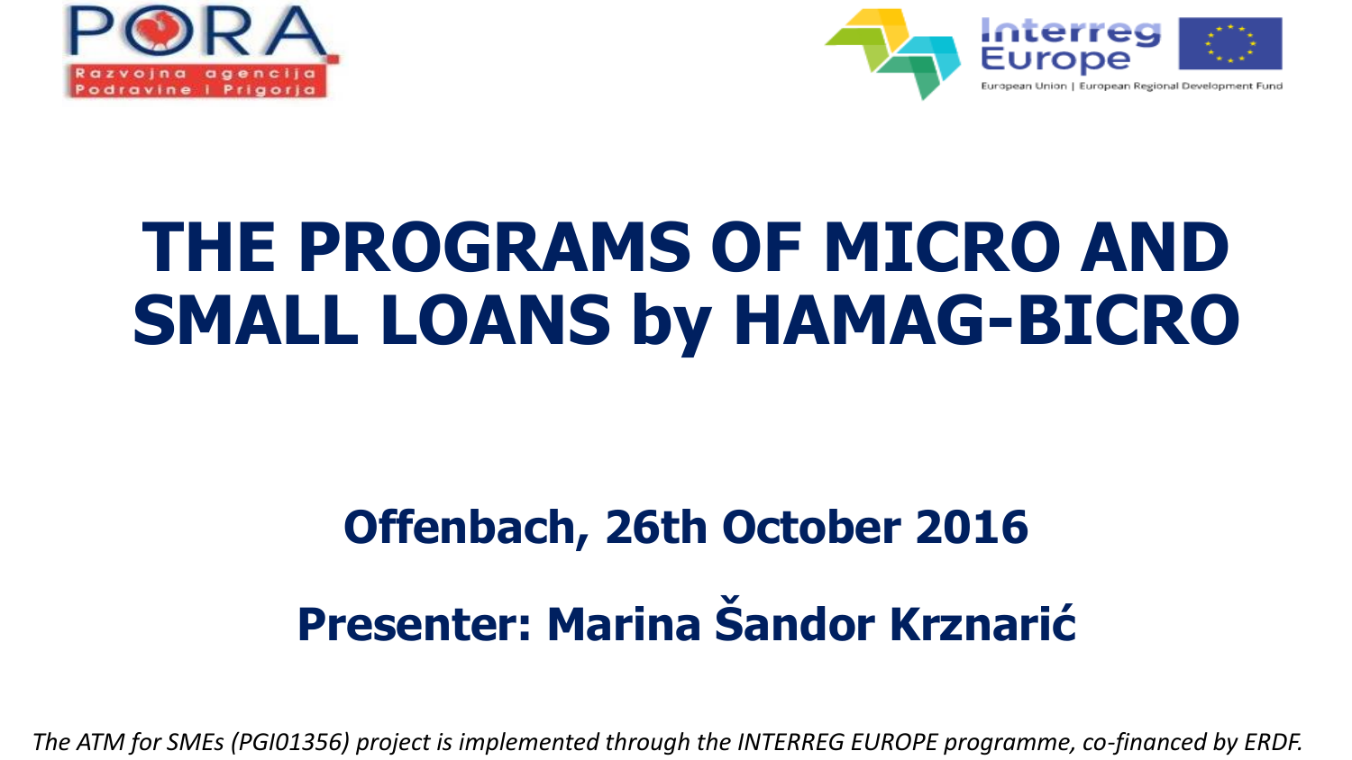PORA

Razvojna agencija Podravine i Prigorja

Interreg Europe

European Union | European Regional Development Fund

# THE PROGRAMS OF MICRO AND SMALL LOANS by HAMAG-BICRO

**Offenbach, 26th October 2016**

**Presenter: Marina Šandor Krznarić**

*The ATM for SMEs (PGI01356) project is implemented through the INTERREG EUROPE programme, co-financed by ERDF.*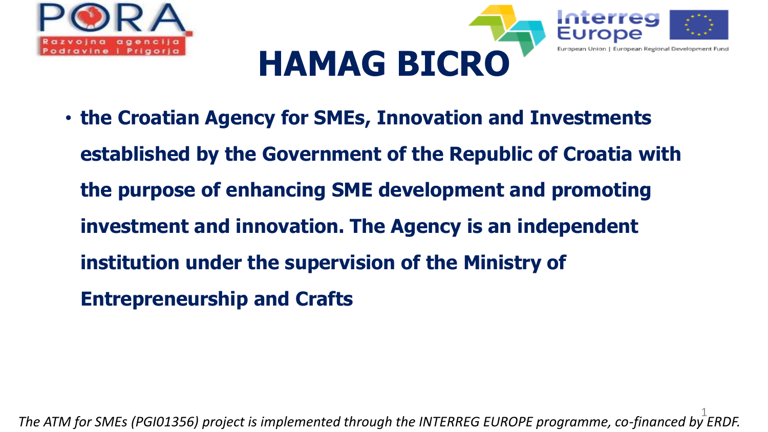# HAMAG BICRO

- **the Croatian Agency for SMEs, Innovation and Investments established by the Government of the Republic of Croatia with the purpose of enhancing SME development and promoting investment and innovation. The Agency is an independent institution under the supervision of the Ministry of Entrepreneurship and Crafts**

*The ATM for SMEs (PGI01356) project is implemented through the INTERREG EUROPE programme, co-financed by ERDF.*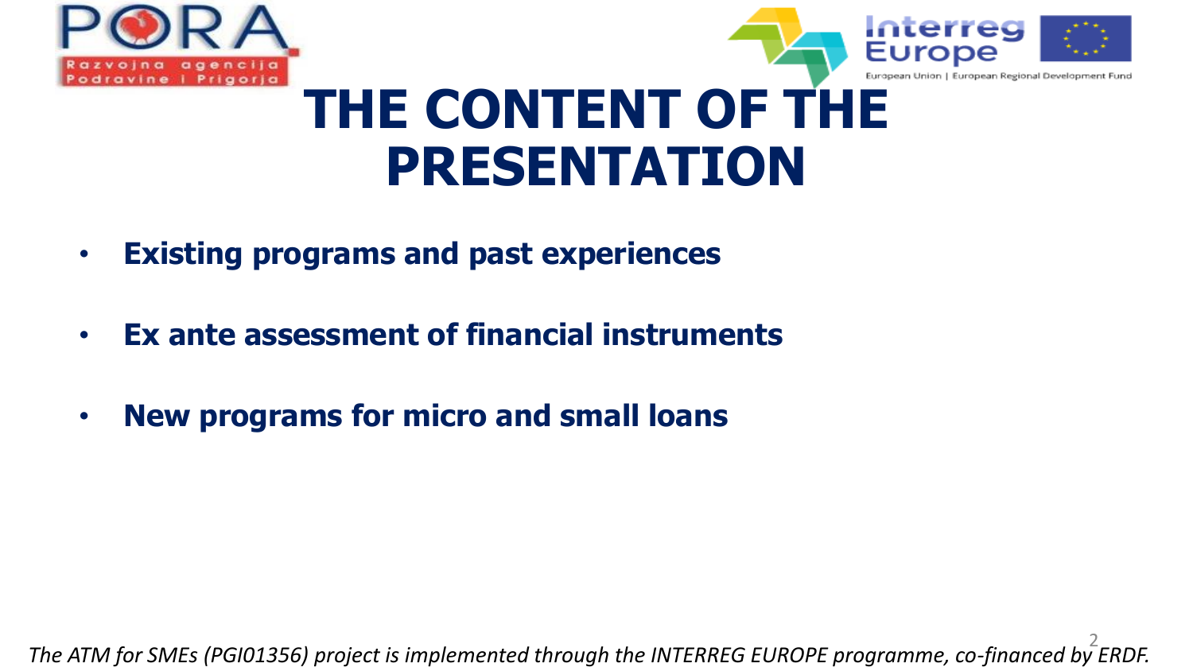# THE CONTENT OF THE PRESENTATION

- **Existing programs and past experiences**
- **Ex ante assessment of financial instruments**
- **New programs for micro and small loans**

*The ATM for SMEs (PGI01356) project is implemented through the INTERREG EUROPE programme, co-financed by ERDF.*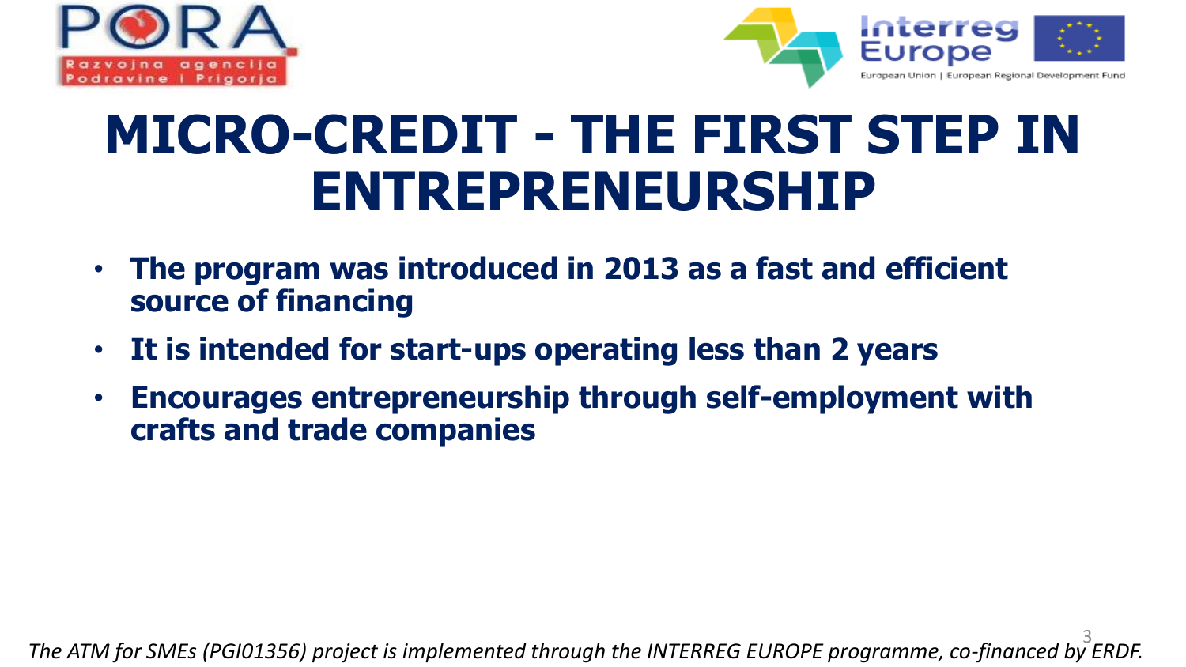# MICRO-CREDIT - THE FIRST STEP IN ENTREPRENEURSHIP

- **The program was introduced in 2013 as a fast and efficient source of financing**
- **It is intended for start-ups operating less than 2 years**
- **Encourages entrepreneurship through self-employment with crafts and trade companies**

*The ATM for SMEs (PGI01356) project is implemented through the INTERREG EUROPE programme, co-financed by ERDF.*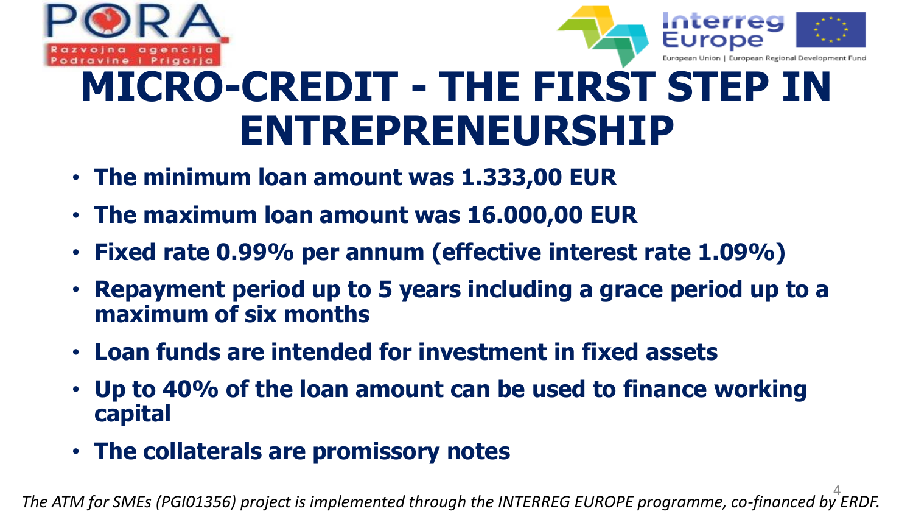# MICRO-CREDIT - THE FIRST STEP IN ENTREPRENEURSHIP

- **The minimum loan amount was 1.333,00 EUR**
- **The maximum loan amount was 16.000,00 EUR**
- **Fixed rate 0.99% per annum (effective interest rate 1.09%)**
- **Repayment period up to 5 years including a grace period up to a maximum of six months**
- **Loan funds are intended for investment in fixed assets**
- **Up to 40% of the loan amount can be used to finance working capital**
- **The collaterals are promissory notes**

*The ATM for SMEs (PGI01356) project is implemented through the INTERREG EUROPE programme, co-financed by ERDF.*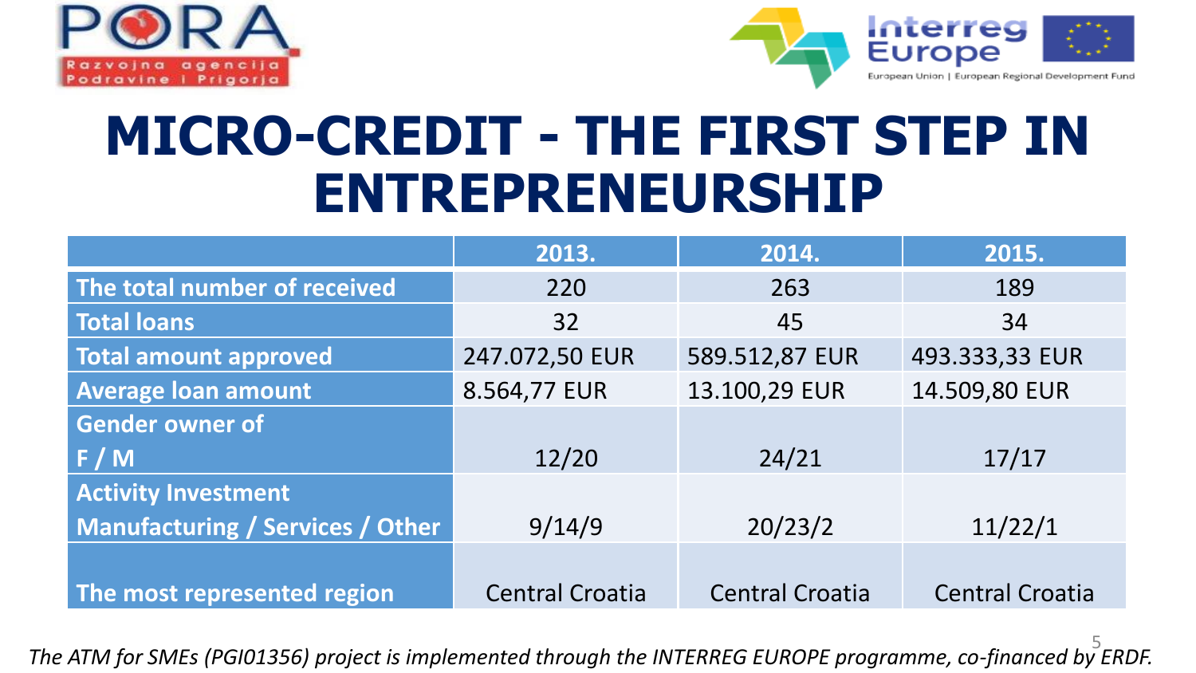# MICRO-CREDIT - THE FIRST STEP IN ENTREPRENEURSHIP

| | 2013. | 2014. | 2015. |
|---|---|---|---|
| The total number of received | 220 | 263 | 189 |
| Total loans | 32 | 45 | 34 |
| Total amount approved | 247.072,50 EUR | 589.512,87 EUR | 493.333,33 EUR |
| Average loan amount | 8.564,77 EUR | 13.100,29 EUR | 14.509,80 EUR |
| Gender owner of F / M | 12/20 | 24/21 | 17/17 |
| Activity Investment Manufacturing / Services / Other | 9/14/9 | 20/23/2 | 11/22/1 |
| The most represented region | Central Croatia | Central Croatia | Central Croatia |

*The ATM for SMEs (PGI01356) project is implemented through the INTERREG EUROPE programme, co-financed by ERDF.*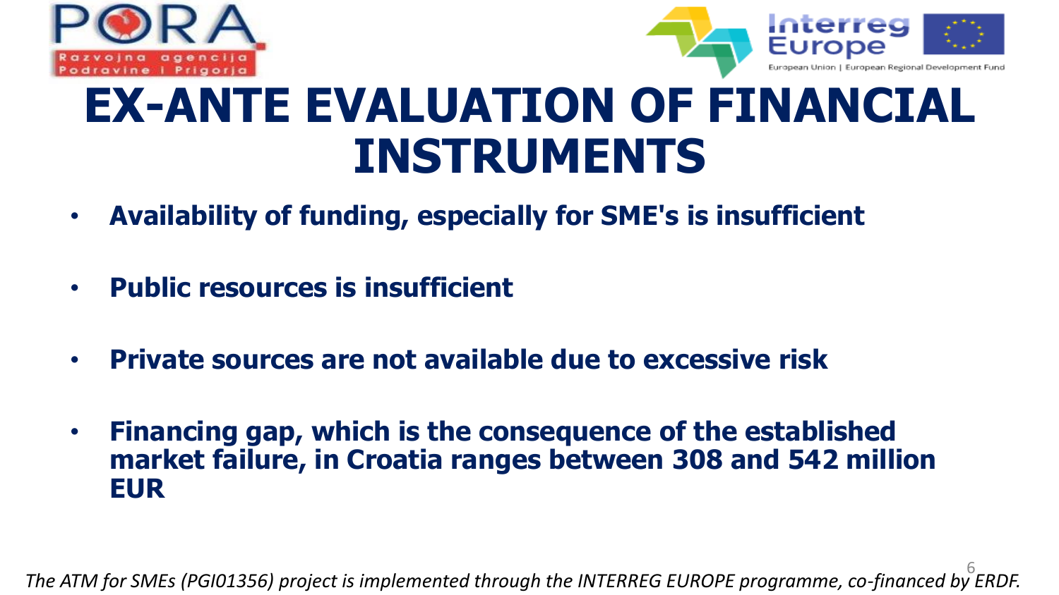# EX-ANTE EVALUATION OF FINANCIAL INSTRUMENTS

- **Availability of funding, especially for SME's is insufficient**
- **Public resources is insufficient**
- **Private sources are not available due to excessive risk**
- **Financing gap, which is the consequence of the established market failure, in Croatia ranges between 308 and 542 million EUR**

*The ATM for SMEs (PGI01356) project is implemented through the INTERREG EUROPE programme, co-financed by ERDF.*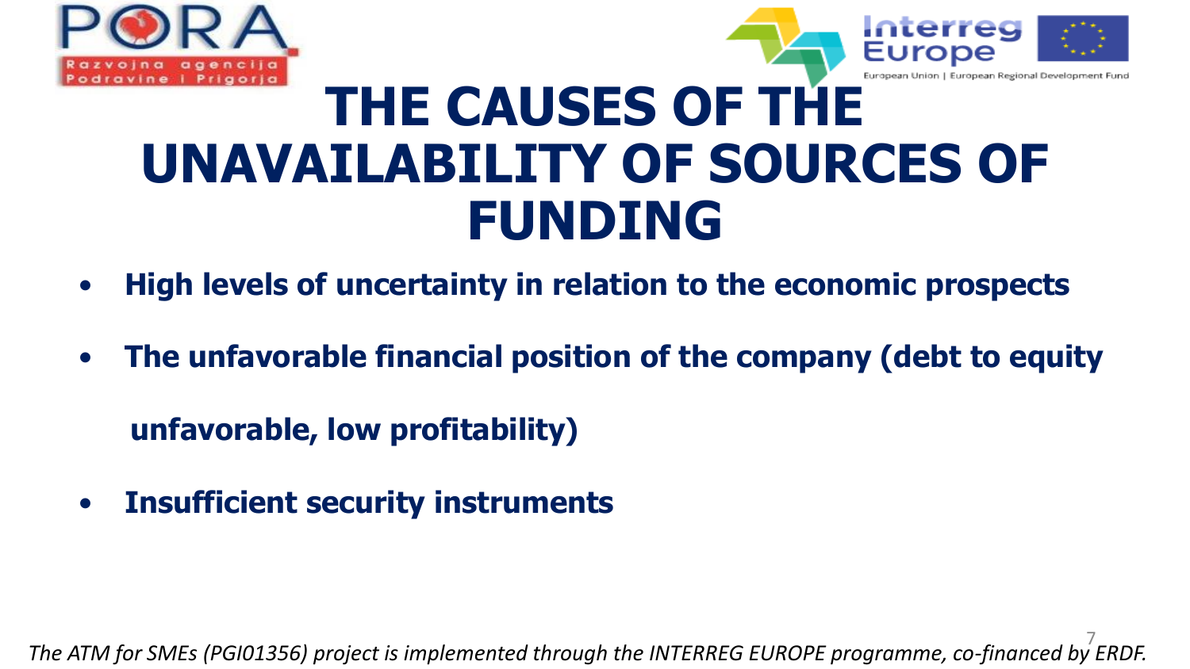# THE CAUSES OF THE UNAVAILABILITY OF SOURCES OF FUNDING

- **High levels of uncertainty in relation to the economic prospects**
- **The unfavorable financial position of the company (debt to equity unfavorable, low profitability)**
- **Insufficient security instruments**

*The ATM for SMEs (PGI01356) project is implemented through the INTERREG EUROPE programme, co-financed by ERDF.*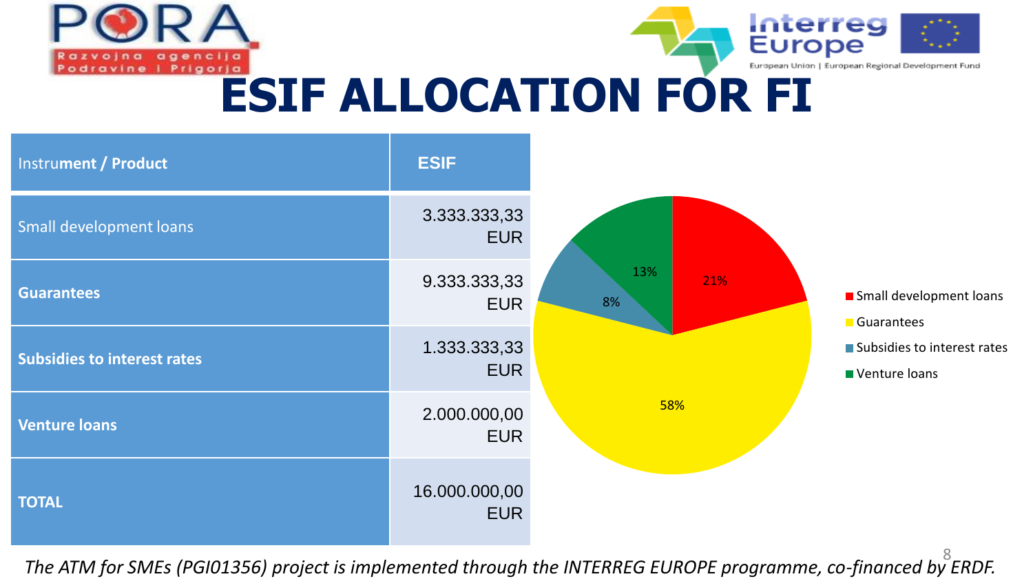# ESIF ALLOCATION FOR FI

| Instrument / Product | ESIF |
|---|---|
| Small development loans | 3.333.333,33 EUR |
| **Guarantees** | 9.333.333,33 EUR |
| **Subsidies to interest rates** | 1.333.333,33 EUR |
| **Venture loans** | 2.000.000,00 EUR |
| **TOTAL** | 16.000.000,00 EUR |

- Small development loans: 21%
- Guarantees: 58%
- Subsidies to interest rates: 8%
- Venture loans: 13%

*The ATM for SMEs (PGI01356) project is implemented through the INTERREG EUROPE programme, co-financed by ERDF.*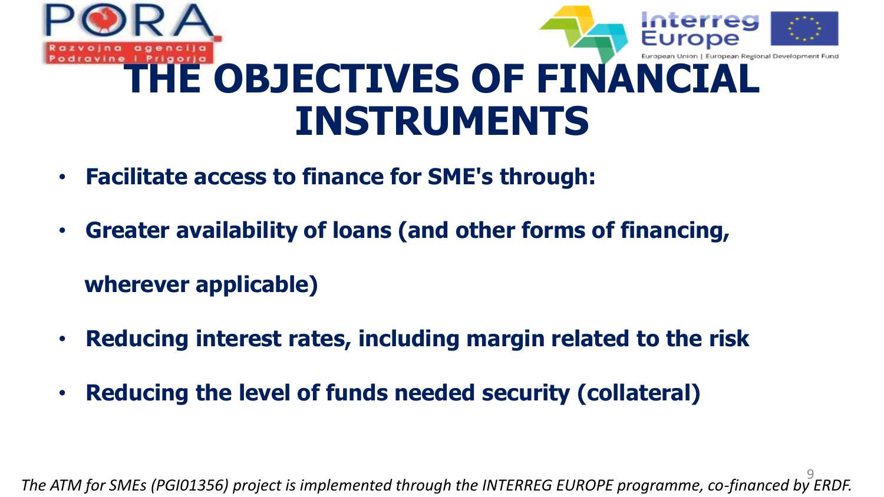# THE OBJECTIVES OF FINANCIAL INSTRUMENTS

- **Facilitate access to finance for SME's through:**
- **Greater availability of loans (and other forms of financing, wherever applicable)**
- **Reducing interest rates, including margin related to the risk**
- **Reducing the level of funds needed security (collateral)**

*The ATM for SMEs (PGI01356) project is implemented through the INTERREG EUROPE programme, co-financed by ERDF.*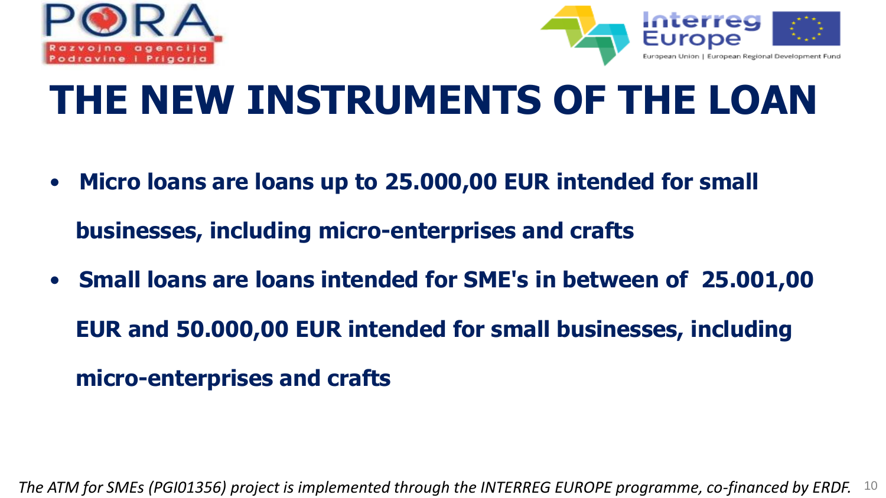# THE NEW INSTRUMENTS OF THE LOAN

- **Micro loans are loans up to 25.000,00 EUR intended for small businesses, including micro-enterprises and crafts**
- **Small loans are loans intended for SME's in between of 25.001,00 EUR and 50.000,00 EUR intended for small businesses, including micro-enterprises and crafts**

*The ATM for SMEs (PGI01356) project is implemented through the INTERREG EUROPE programme, co-financed by ERDF.*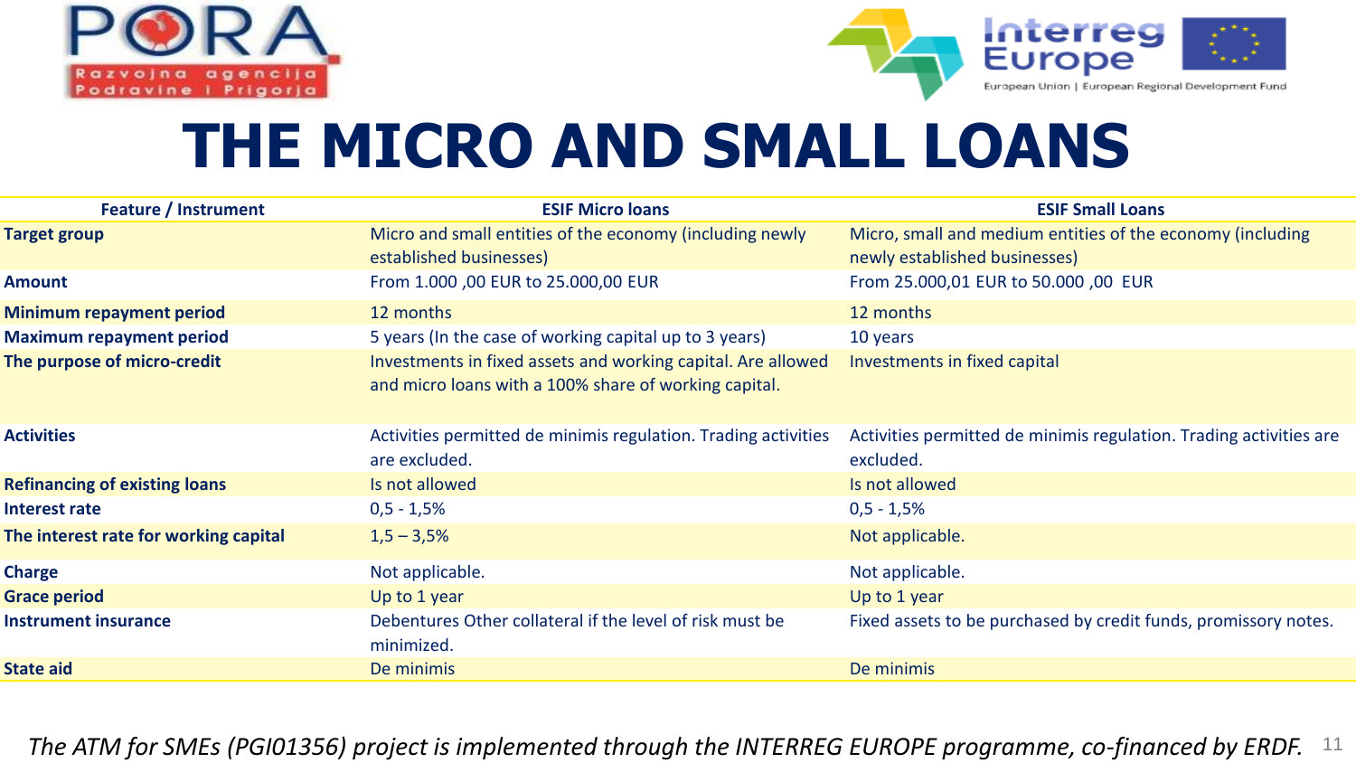# THE MICRO AND SMALL LOANS

| Feature / Instrument | ESIF Micro loans | ESIF Small Loans |
|---|---|---|
| Target group | Micro and small entities of the economy (including newly established businesses) | Micro, small and medium entities of the economy (including newly established businesses) |
| Amount | From 1.000 ,00 EUR to 25.000,00 EUR | From 25.000,01 EUR to 50.000 ,00 EUR |
| Minimum repayment period | 12 months | 12 months |
| Maximum repayment period | 5 years (In the case of working capital up to 3 years) | 10 years |
| The purpose of micro-credit | Investments in fixed assets and working capital. Are allowed and micro loans with a 100% share of working capital. | Investments in fixed capital |
| Activities | Activities permitted de minimis regulation. Trading activities are excluded. | Activities permitted de minimis regulation. Trading activities are excluded. |
| Refinancing of existing loans | Is not allowed | Is not allowed |
| Interest rate | 0,5 - 1,5% | 0,5 - 1,5% |
| The interest rate for working capital | 1,5 – 3,5% | Not applicable. |
| Charge | Not applicable. | Not applicable. |
| Grace period | Up to 1 year | Up to 1 year |
| Instrument insurance | Debentures Other collateral if the level of risk must be minimized. | Fixed assets to be purchased by credit funds, promissory notes. |
| State aid | De minimis | De minimis |

*The ATM for SMEs (PGI01356) project is implemented through the INTERREG EUROPE programme, co-financed by ERDF.*